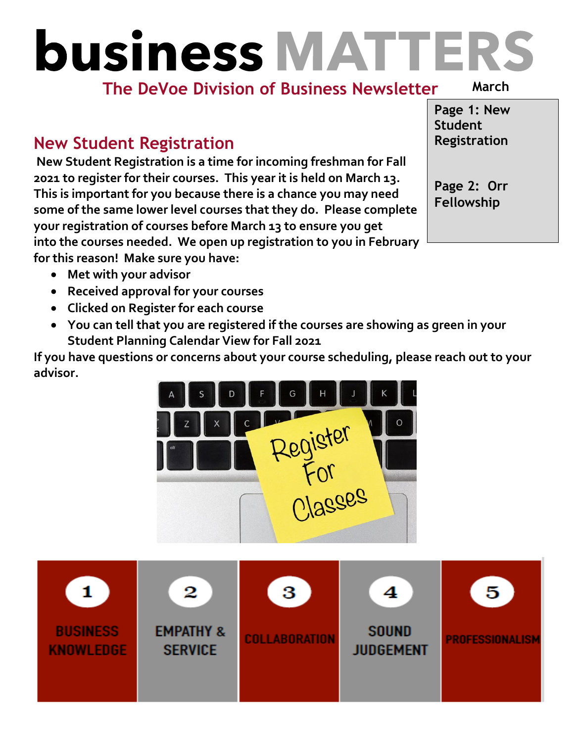# business MATTERS

**The DeVoe Division of Business Newsletter** March

**Page 1: New Student Registration**

**Page 2: Orr Fellowship**

## New Student Registration

**New Student Registration is a time for incoming freshman for Fall 2021 to register for their courses. This year it is held on March 13. This is important for you because there is a chance you may need some of the same lower level courses that they do. Please complete your registration of courses before March 13 to ensure you get into the courses needed. We open up registration to you in February for this reason! Make sure you have:**

- **Met with your advisor**
- **Received approval for your courses**
- **Clicked on Register for each course**
- **You can tell that you are registered if the courses are showing as green in your Student Planning Calendar View for Fall 2021**

**If you have questions or concerns about your course scheduling, please reach out to your advisor.**

| 1 | 2 | 3 | 4 | 5 |
|---|---|---|---|---|
| BUSINESS KNOWLEDGE | EMPATHY & SERVICE | COLLABORATION | SOUND JUDGEMENT | PROFESSIONALISM |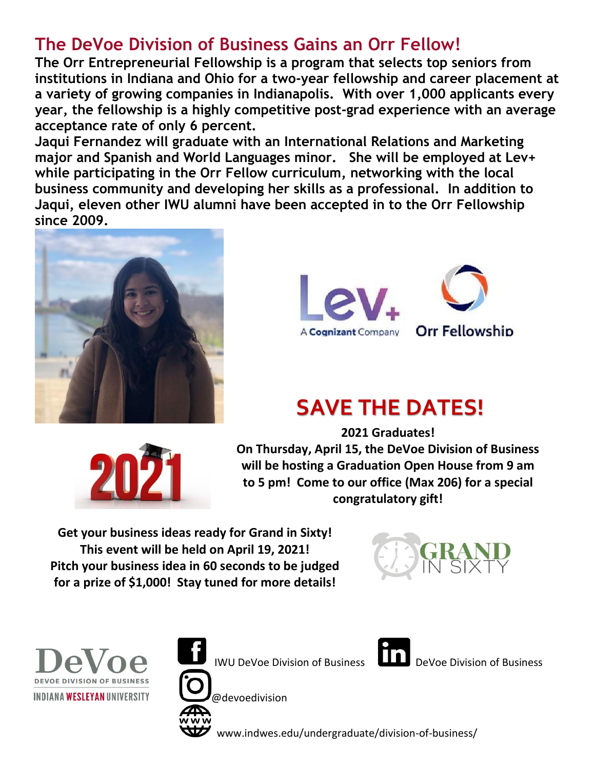## The DeVoe Division of Business Gains an Orr Fellow!

**The Orr Entrepreneurial Fellowship is a program that selects top seniors from institutions in Indiana and Ohio for a two-year fellowship and career placement at a variety of growing companies in Indianapolis. With over 1,000 applicants every year, the fellowship is a highly competitive post-grad experience with an average acceptance rate of only 6 percent.**

**Jaqui Fernandez will graduate with an International Relations and Marketing major and Spanish and World Languages minor. She will be employed at Lev+ while participating in the Orr Fellow curriculum, networking with the local business community and developing her skills as a professional. In addition to Jaqui, eleven other IWU alumni have been accepted in to the Orr Fellowship since 2009.**

Lev+
A Cognizant Company

Orr Fellowship

## SAVE THE DATES!

**2021 Graduates!**

**On Thursday, April 15, the DeVoe Division of Business will be hosting a Graduation Open House from 9 am to 5 pm! Come to our office (Max 206) for a special congratulatory gift!**

**Get your business ideas ready for Grand in Sixty! This event will be held on April 19, 2021! Pitch your business idea in 60 seconds to be judged for a prize of $1,000! Stay tuned for more details!**

GRAND IN SIXTY

DeVoe
DEVOE DIVISION OF BUSINESS
INDIANA WESLEYAN UNIVERSITY

IWU DeVoe Division of Business

DeVoe Division of Business

@devoedivision

www.indwes.edu/undergraduate/division-of-business/